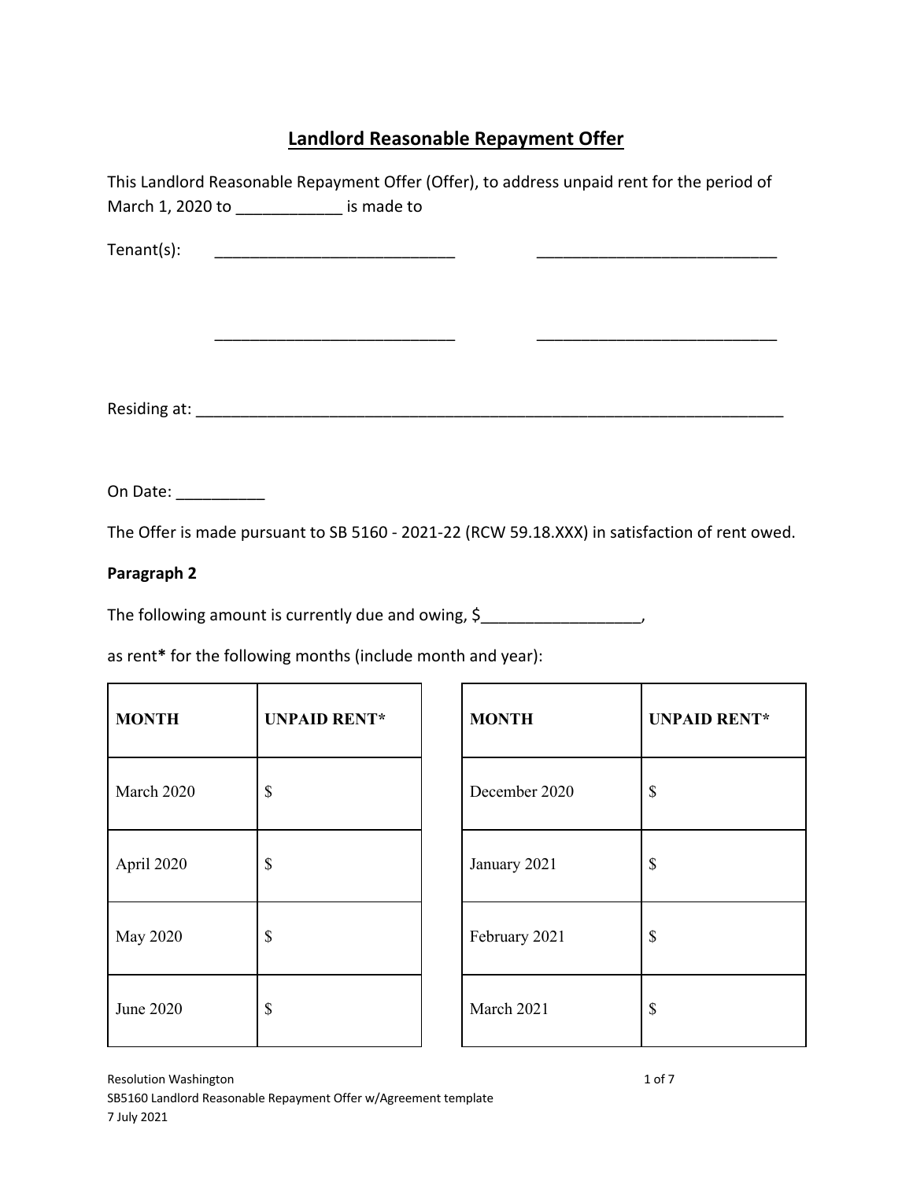# Landlord Reasonable Repayment Offer

This Landlord Reasonable Repayment Offer (Offer), to address unpaid rent for the period of March 1, 2020 to ___________ is made to

Tenant(s): ___________________________ ___________________________

___________________________ ___________________________

Residing at: ___________________________________________________________________

On Date: __________

The Offer is made pursuant to SB 5160 - 2021-22 (RCW 59.18.XXX) in satisfaction of rent owed.

**Paragraph 2**

The following amount is currently due and owing, $_________________,

as rent* for the following months (include month and year):

| MONTH | UNPAID RENT* |
|---|---|
| March 2020 | $ |
| April 2020 | $ |
| May 2020 | $ |
| June 2020 | $ |

| MONTH | UNPAID RENT* |
|---|---|
| December 2020 | $ |
| January 2021 | $ |
| February 2021 | $ |
| March 2021 | $ |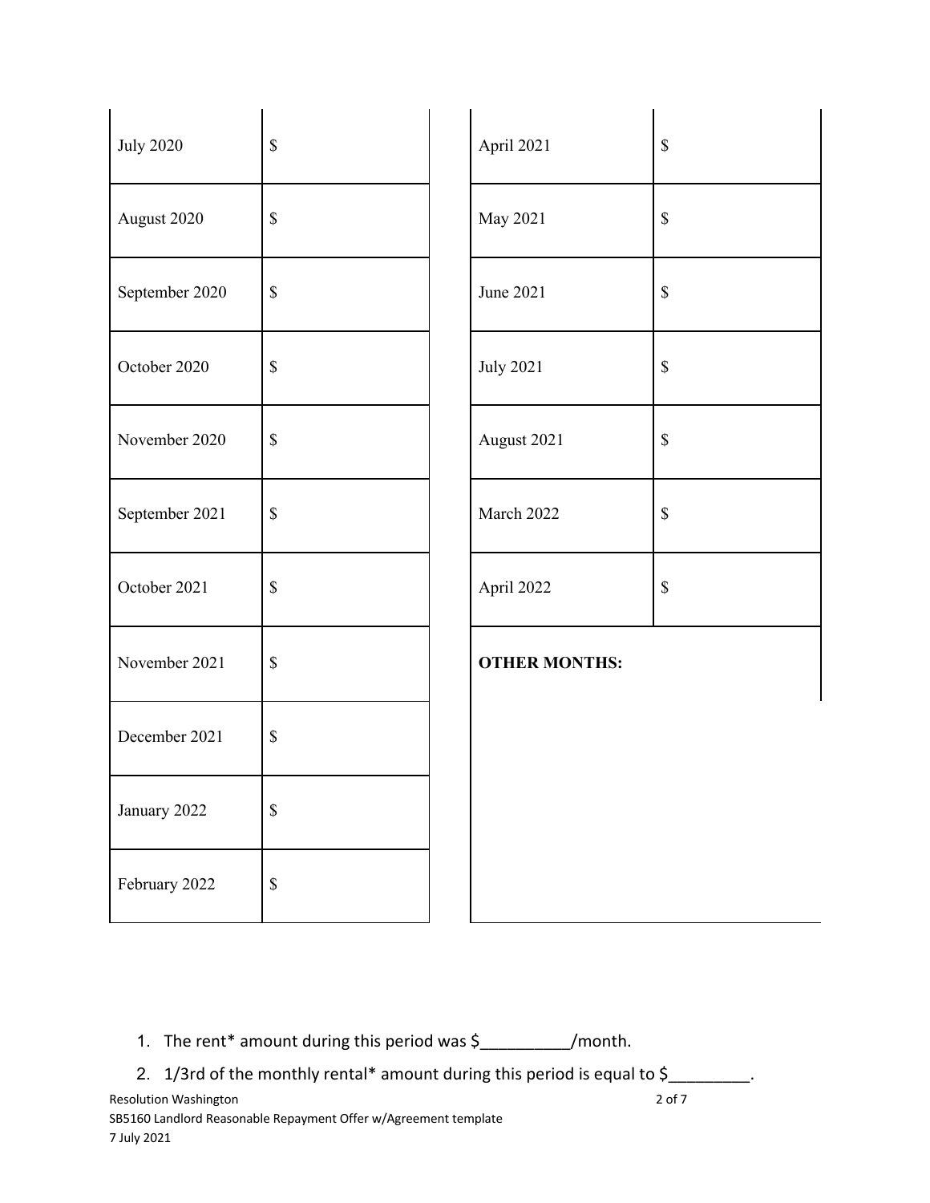| | | | | |
|---|---|---|---|---|
| July 2020 | $ | | April 2021 | $ |
| August 2020 | $ | | May 2021 | $ |
| September 2020 | $ | | June 2021 | $ |
| October 2020 | $ | | July 2021 | $ |
| November 2020 | $ | | August 2021 | $ |
| September 2021 | $ | | March 2022 | $ |
| October 2021 | $ | | April 2022 | $ |
| November 2021 | $ | | **OTHER MONTHS:** | |
| December 2021 | $ | | | |
| January 2022 | $ | | | |
| February 2022 | $ | | | |

1. The rent* amount during this period was $__________/month.
2. 1/3rd of the monthly rental* amount during this period is equal to $_________.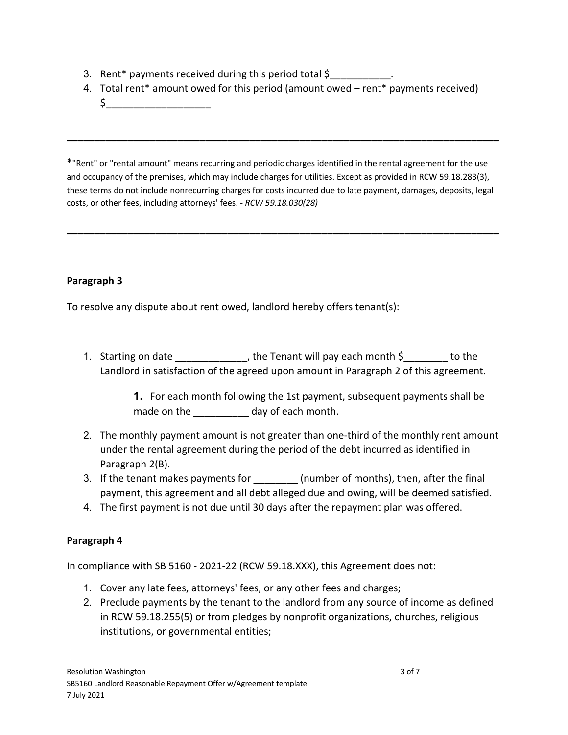3. Rent* payments received during this period total $___________.
4. Total rent* amount owed for this period (amount owed – rent* payments received) $___________________

---

*"Rent" or "rental amount" means recurring and periodic charges identified in the rental agreement for the use and occupancy of the premises, which may include charges for utilities. Except as provided in RCW 59.18.283(3), these terms do not include nonrecurring charges for costs incurred due to late payment, damages, deposits, legal costs, or other fees, including attorneys' fees. - *RCW 59.18.030(28)*

---

**Paragraph 3**

To resolve any dispute about rent owed, landlord hereby offers tenant(s):

1. Starting on date _____________, the Tenant will pay each month $________ to the Landlord in satisfaction of the agreed upon amount in Paragraph 2 of this agreement.

    **1.** For each month following the 1st payment, subsequent payments shall be made on the __________ day of each month.

2. The monthly payment amount is not greater than one-third of the monthly rent amount under the rental agreement during the period of the debt incurred as identified in Paragraph 2(B).
3. If the tenant makes payments for ________ (number of months), then, after the final payment, this agreement and all debt alleged due and owing, will be deemed satisfied.
4. The first payment is not due until 30 days after the repayment plan was offered.

**Paragraph 4**

In compliance with SB 5160 - 2021-22 (RCW 59.18.XXX), this Agreement does not:

1. Cover any late fees, attorneys' fees, or any other fees and charges;
2. Preclude payments by the tenant to the landlord from any source of income as defined in RCW 59.18.255(5) or from pledges by nonprofit organizations, churches, religious institutions, or governmental entities;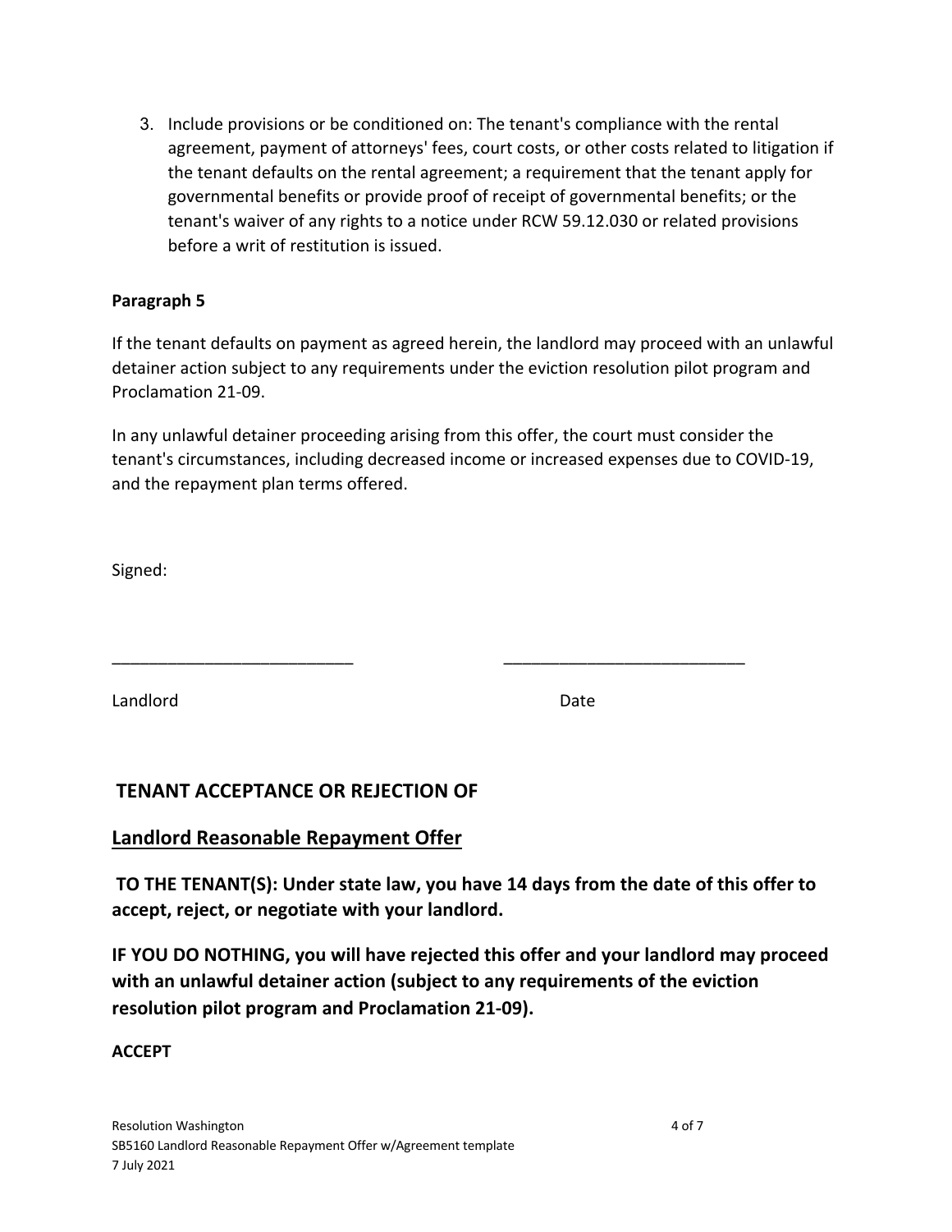3. Include provisions or be conditioned on: The tenant's compliance with the rental agreement, payment of attorneys' fees, court costs, or other costs related to litigation if the tenant defaults on the rental agreement; a requirement that the tenant apply for governmental benefits or provide proof of receipt of governmental benefits; or the tenant's waiver of any rights to a notice under RCW 59.12.030 or related provisions before a writ of restitution is issued.

**Paragraph 5**

If the tenant defaults on payment as agreed herein, the landlord may proceed with an unlawful detainer action subject to any requirements under the eviction resolution pilot program and Proclamation 21-09.

In any unlawful detainer proceeding arising from this offer, the court must consider the tenant's circumstances, including decreased income or increased expenses due to COVID-19, and the repayment plan terms offered.

Signed:

___________________________ ___________________________

Landlord Date

## TENANT ACCEPTANCE OR REJECTION OF

## Landlord Reasonable Repayment Offer

**TO THE TENANT(S): Under state law, you have 14 days from the date of this offer to accept, reject, or negotiate with your landlord.**

**IF YOU DO NOTHING, you will have rejected this offer and your landlord may proceed with an unlawful detainer action (subject to any requirements of the eviction resolution pilot program and Proclamation 21-09).**

**ACCEPT**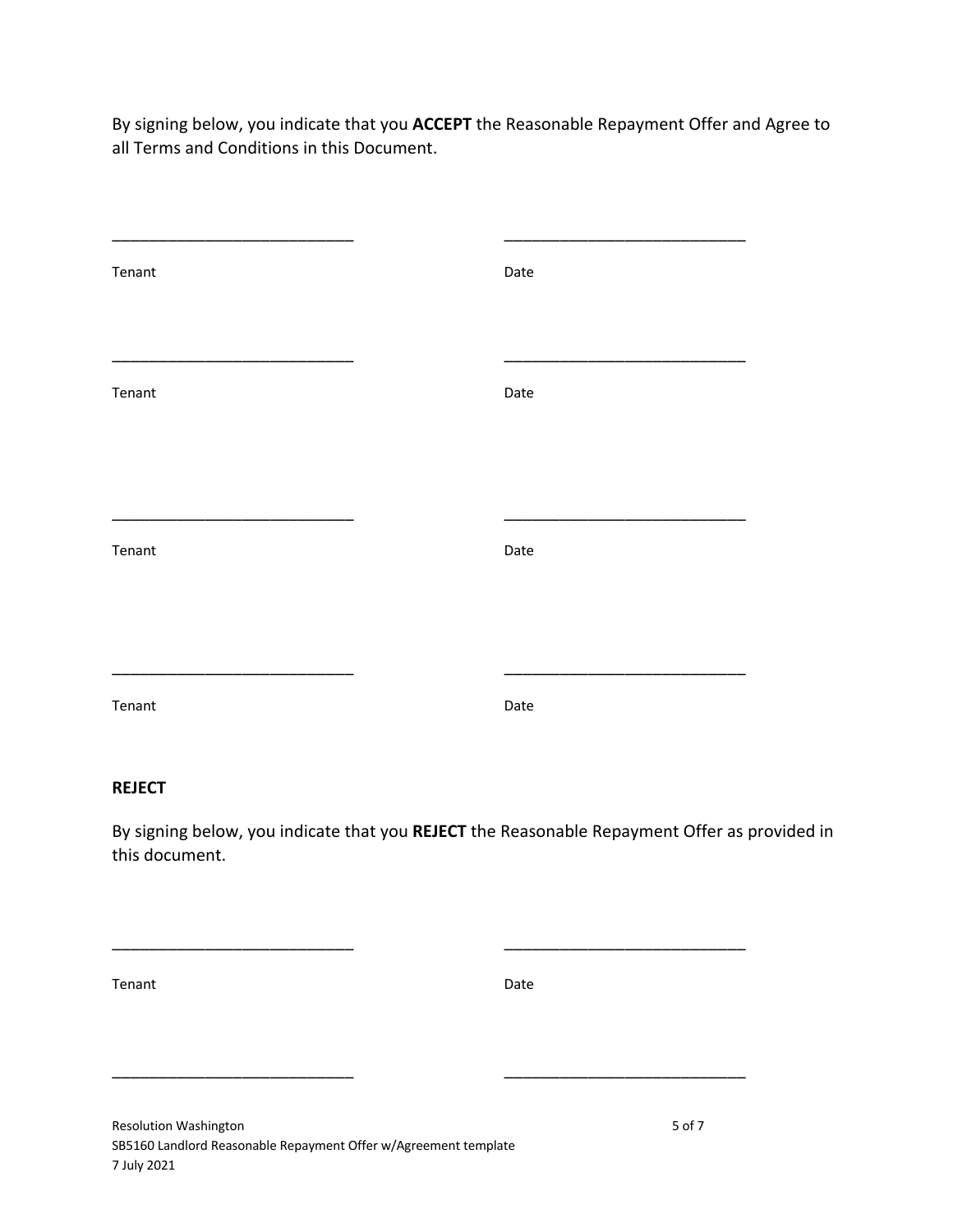By signing below, you indicate that you **ACCEPT** the Reasonable Repayment Offer and Agree to all Terms and Conditions in this Document.

____________________________ ____________________________

Tenant Date

____________________________ ____________________________

Tenant Date

____________________________ ____________________________

Tenant Date

____________________________ ____________________________

Tenant Date

**REJECT**

By signing below, you indicate that you **REJECT** the Reasonable Repayment Offer as provided in this document.

____________________________ ____________________________

Tenant Date

____________________________ ____________________________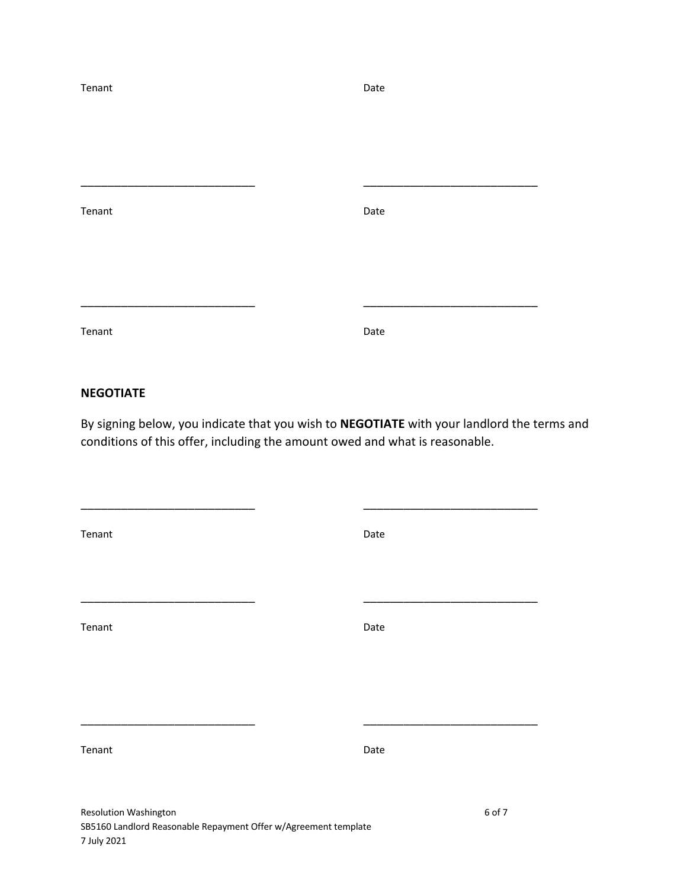| | |
|---|---|
| Tenant | Date |
| \_\_\_\_\_\_\_\_\_\_\_\_\_\_\_\_\_\_\_\_\_\_\_\_\_\_\_\_ | \_\_\_\_\_\_\_\_\_\_\_\_\_\_\_\_\_\_\_\_\_\_\_\_\_\_\_\_ |
| Tenant | Date |
| \_\_\_\_\_\_\_\_\_\_\_\_\_\_\_\_\_\_\_\_\_\_\_\_\_\_\_\_ | \_\_\_\_\_\_\_\_\_\_\_\_\_\_\_\_\_\_\_\_\_\_\_\_\_\_\_\_ |
| Tenant | Date |

**NEGOTIATE**

By signing below, you indicate that you wish to **NEGOTIATE** with your landlord the terms and conditions of this offer, including the amount owed and what is reasonable.

| | |
|---|---|
| \_\_\_\_\_\_\_\_\_\_\_\_\_\_\_\_\_\_\_\_\_\_\_\_\_\_\_\_ | \_\_\_\_\_\_\_\_\_\_\_\_\_\_\_\_\_\_\_\_\_\_\_\_\_\_\_\_ |
| Tenant | Date |
| \_\_\_\_\_\_\_\_\_\_\_\_\_\_\_\_\_\_\_\_\_\_\_\_\_\_\_\_ | \_\_\_\_\_\_\_\_\_\_\_\_\_\_\_\_\_\_\_\_\_\_\_\_\_\_\_\_ |
| Tenant | Date |
| \_\_\_\_\_\_\_\_\_\_\_\_\_\_\_\_\_\_\_\_\_\_\_\_\_\_\_\_ | \_\_\_\_\_\_\_\_\_\_\_\_\_\_\_\_\_\_\_\_\_\_\_\_\_\_\_\_ |
| Tenant | Date |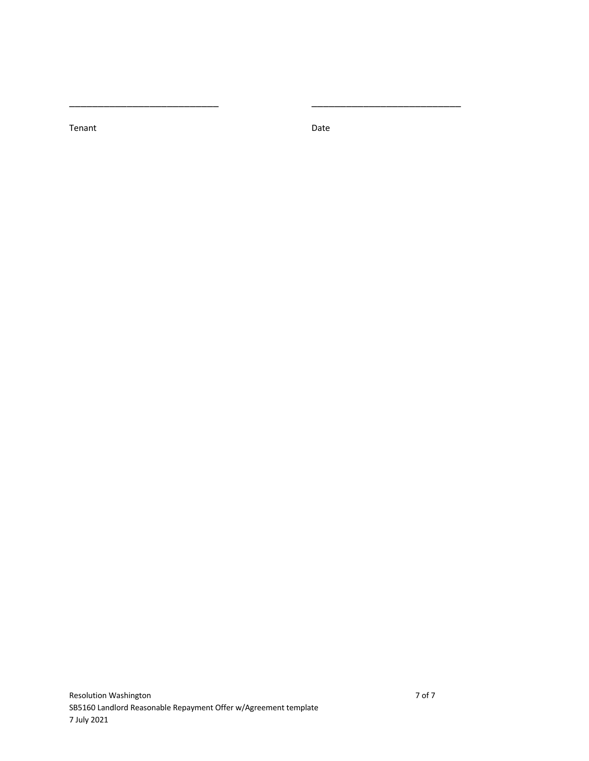_______________________________ _______________________________

Tenant Date